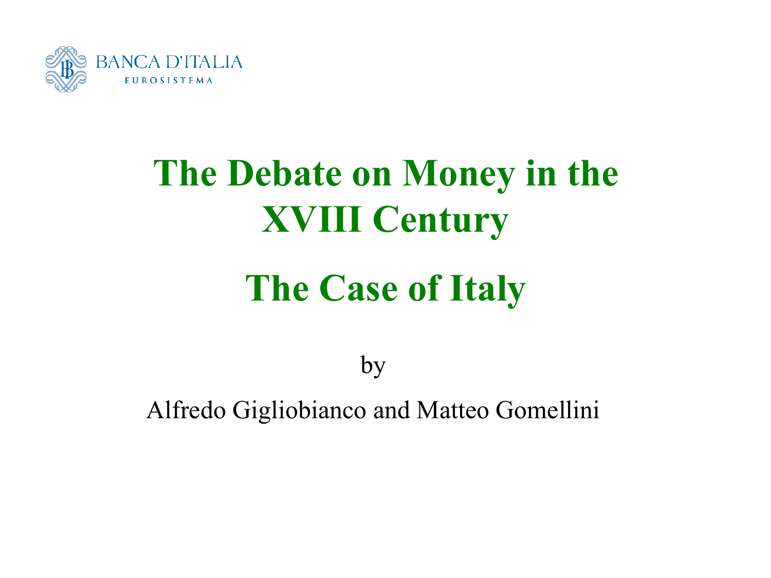BANCA D'ITALIA
EUROSISTEMA

# The Debate on Money in the XVIII Century

## The Case of Italy

by

Alfredo Gigliobianco and Matteo Gomellini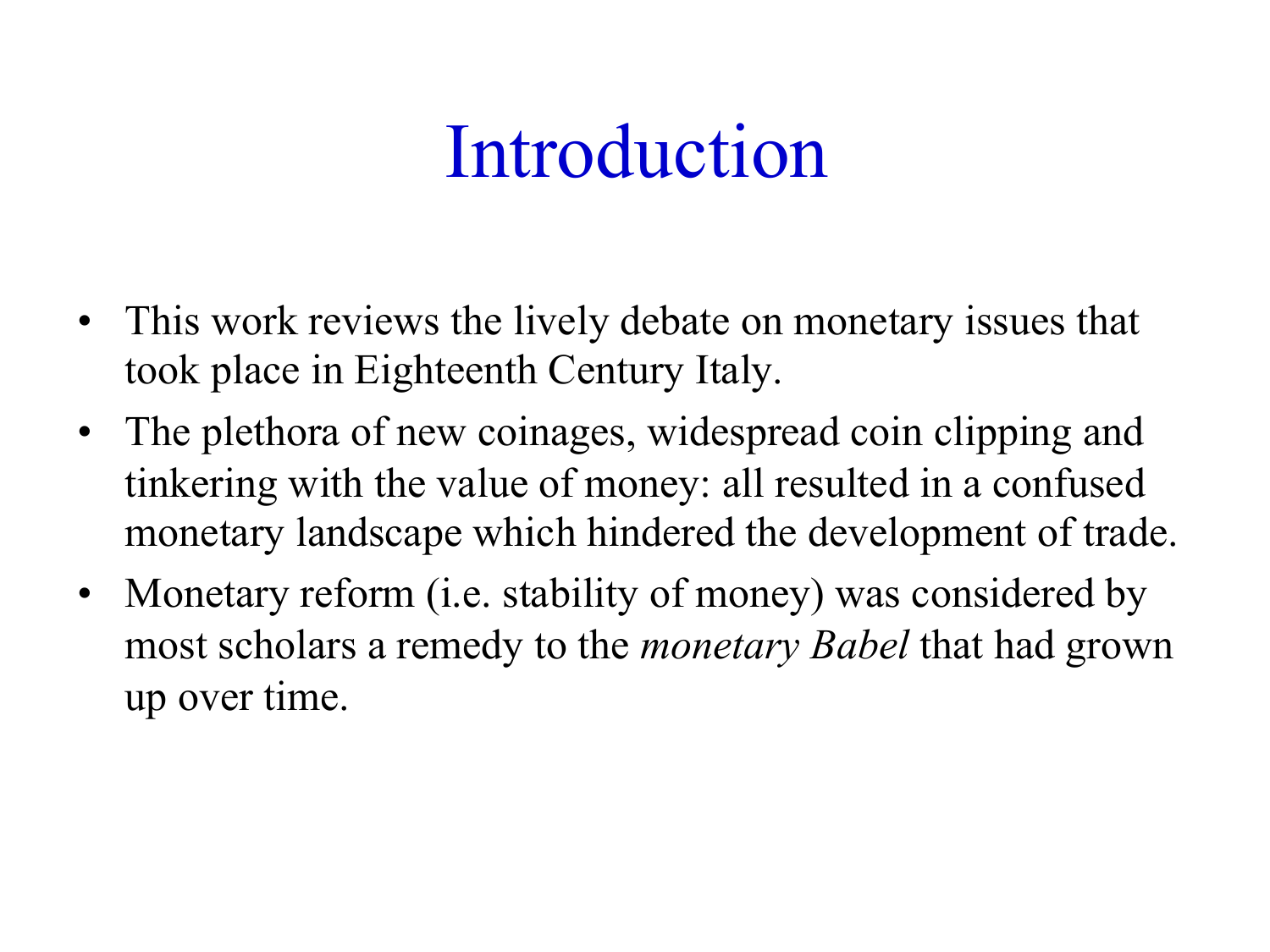# Introduction

- This work reviews the lively debate on monetary issues that took place in Eighteenth Century Italy.
- The plethora of new coinages, widespread coin clipping and tinkering with the value of money: all resulted in a confused monetary landscape which hindered the development of trade.
- Monetary reform (i.e. stability of money) was considered by most scholars a remedy to the *monetary Babel* that had grown up over time.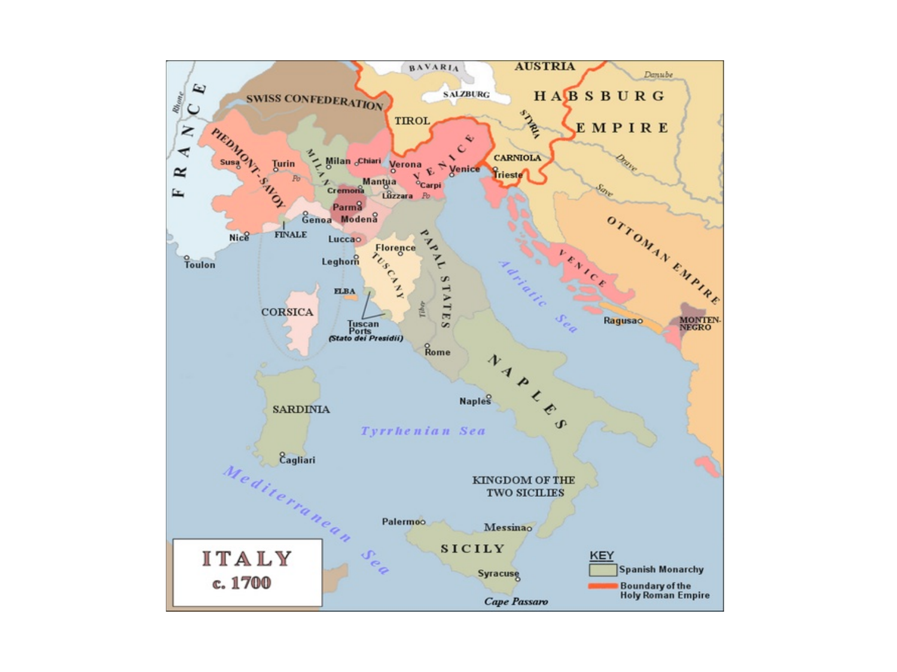# ITALY c. 1700

**KEY**

- Spanish Monarchy
- Boundary of the Holy Roman Empire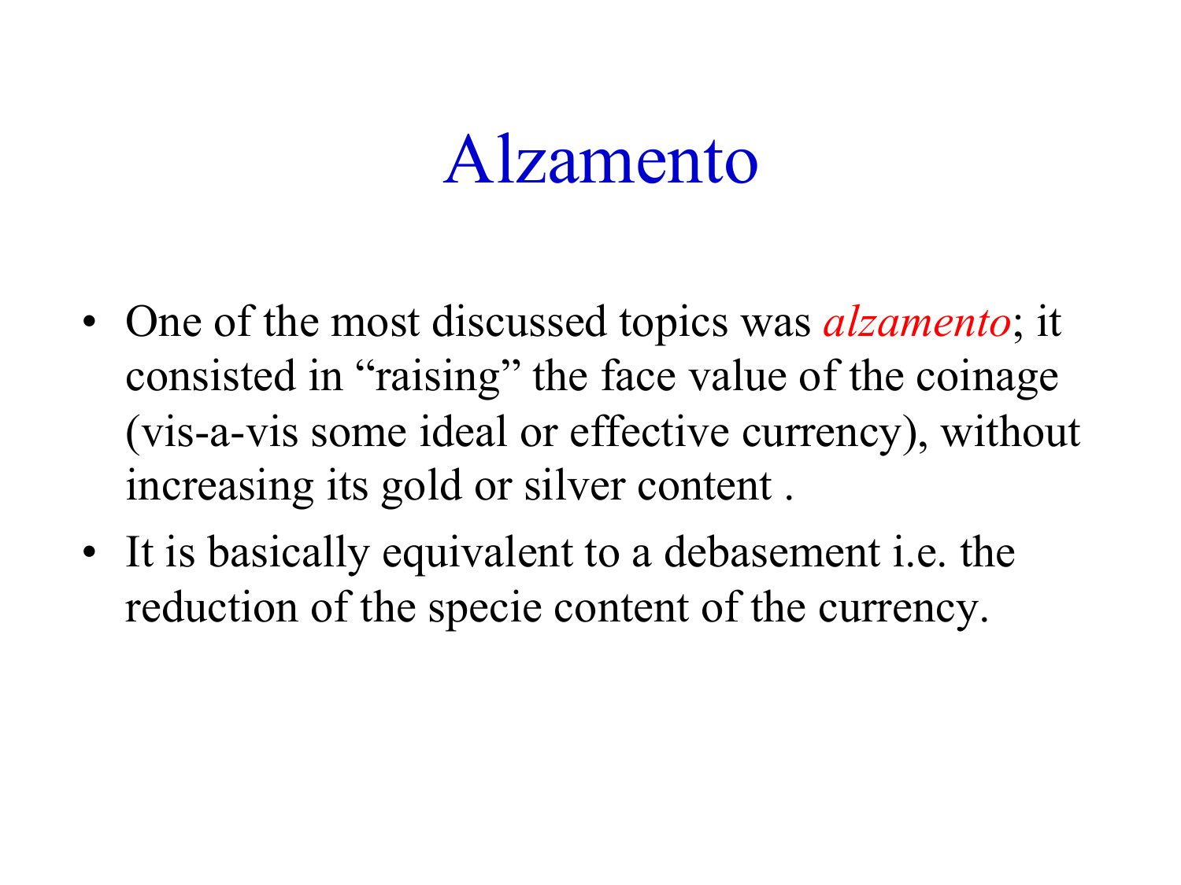# Alzamento

- One of the most discussed topics was *alzamento*; it consisted in "raising" the face value of the coinage (vis-a-vis some ideal or effective currency), without increasing its gold or silver content .
- It is basically equivalent to a debasement i.e. the reduction of the specie content of the currency.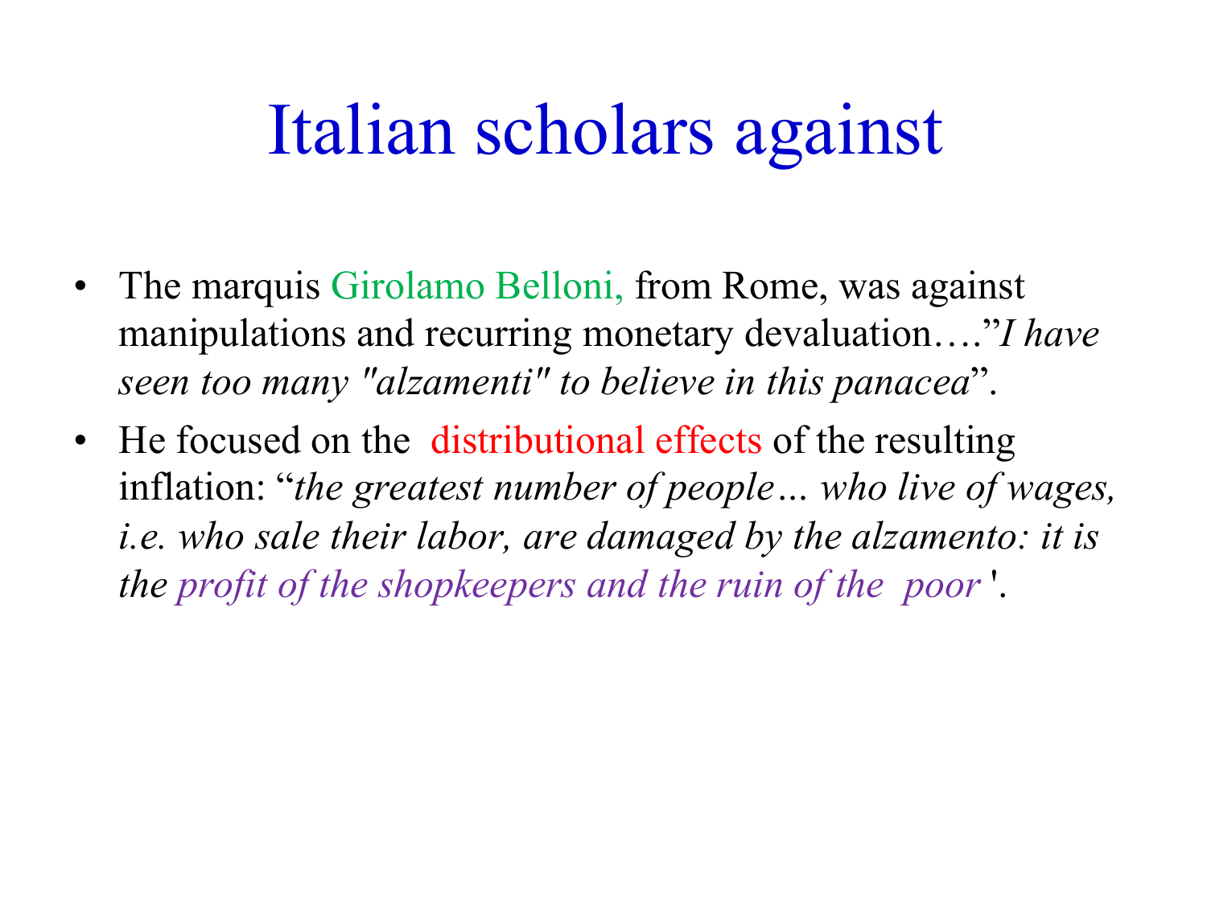# Italian scholars against

- The marquis Girolamo Belloni, from Rome, was against manipulations and recurring monetary devaluation…."*I have seen too many "alzamenti" to believe in this panacea*".
- He focused on the distributional effects of the resulting inflation: "*the greatest number of people… who live of wages, i.e. who sale their labor, are damaged by the alzamento: it is the profit of the shopkeepers and the ruin of the poor* '.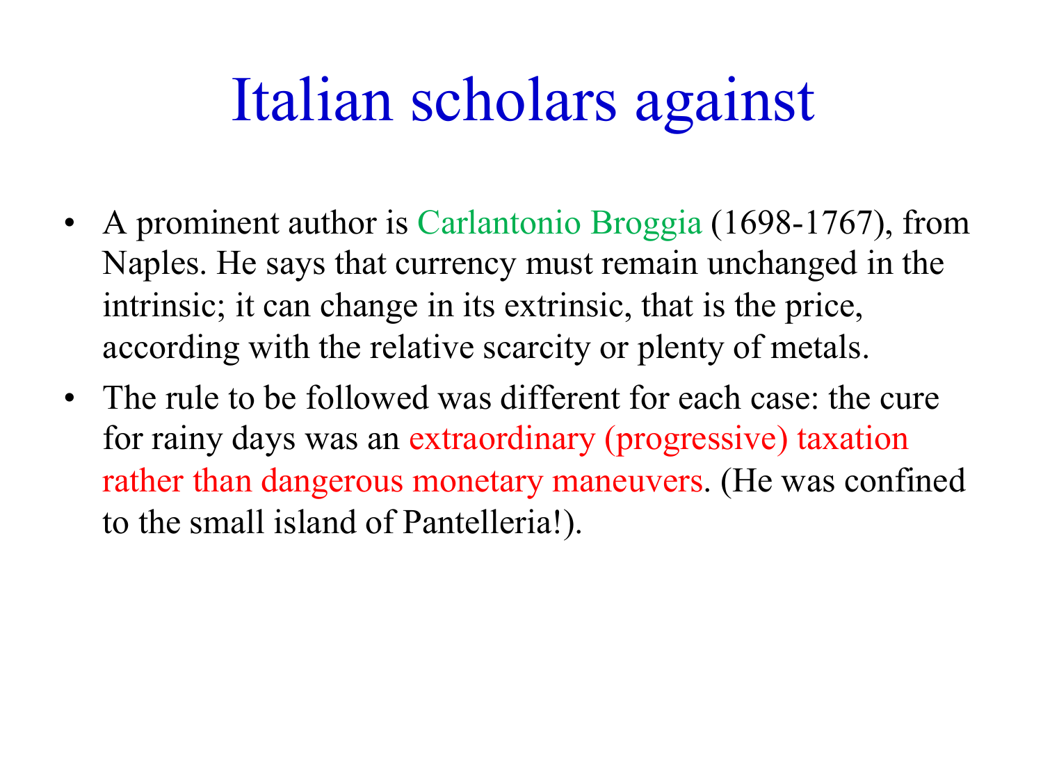# Italian scholars against

- A prominent author is Carlantonio Broggia (1698-1767), from Naples. He says that currency must remain unchanged in the intrinsic; it can change in its extrinsic, that is the price, according with the relative scarcity or plenty of metals.
- The rule to be followed was different for each case: the cure for rainy days was an extraordinary (progressive) taxation rather than dangerous monetary maneuvers. (He was confined to the small island of Pantelleria!).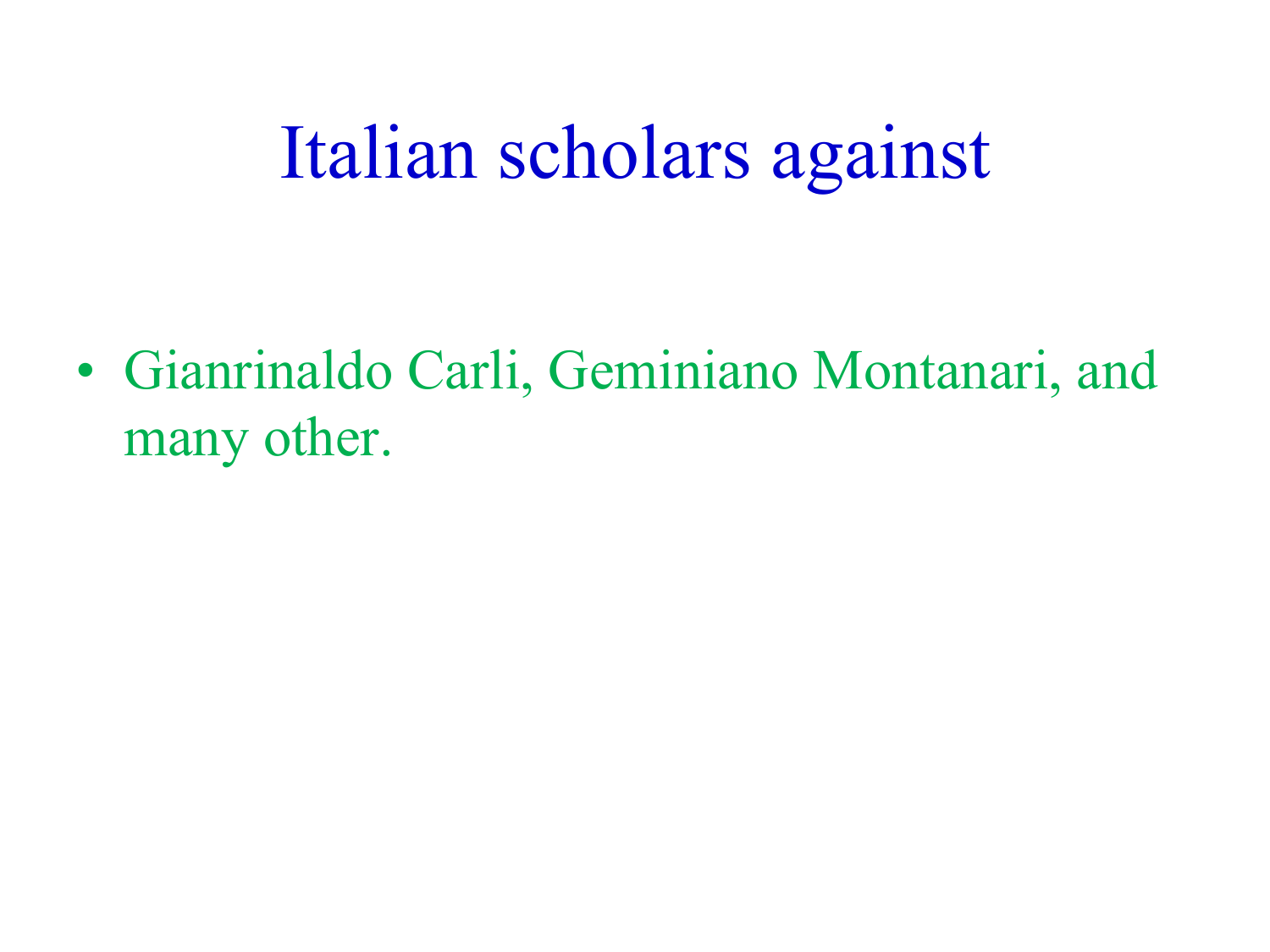# Italian scholars against

- Gianrinaldo Carli, Geminiano Montanari, and many other.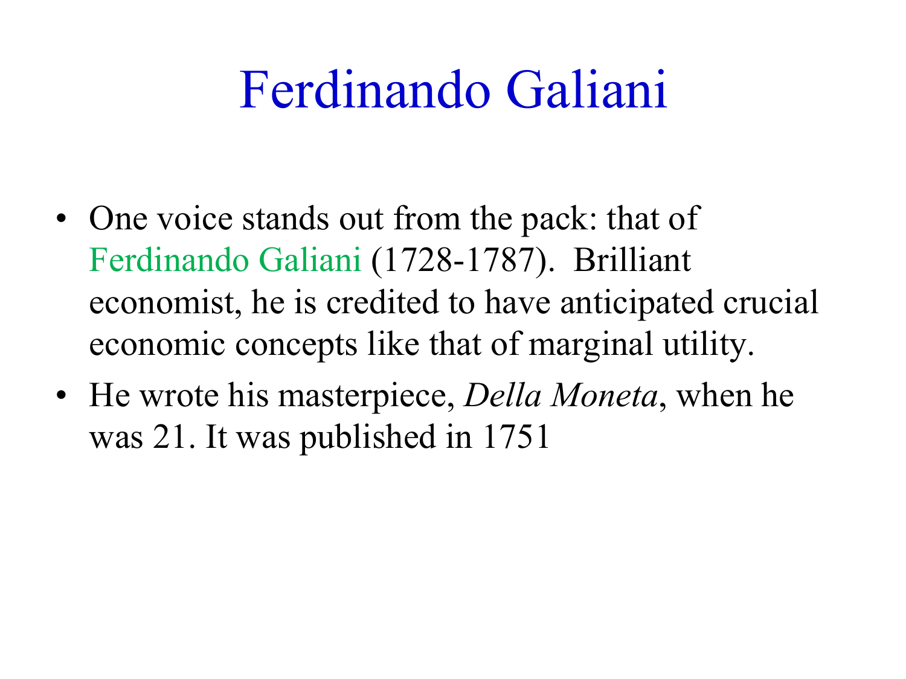# Ferdinando Galiani

- One voice stands out from the pack: that of Ferdinando Galiani (1728-1787). Brilliant economist, he is credited to have anticipated crucial economic concepts like that of marginal utility.
- He wrote his masterpiece, *Della Moneta*, when he was 21. It was published in 1751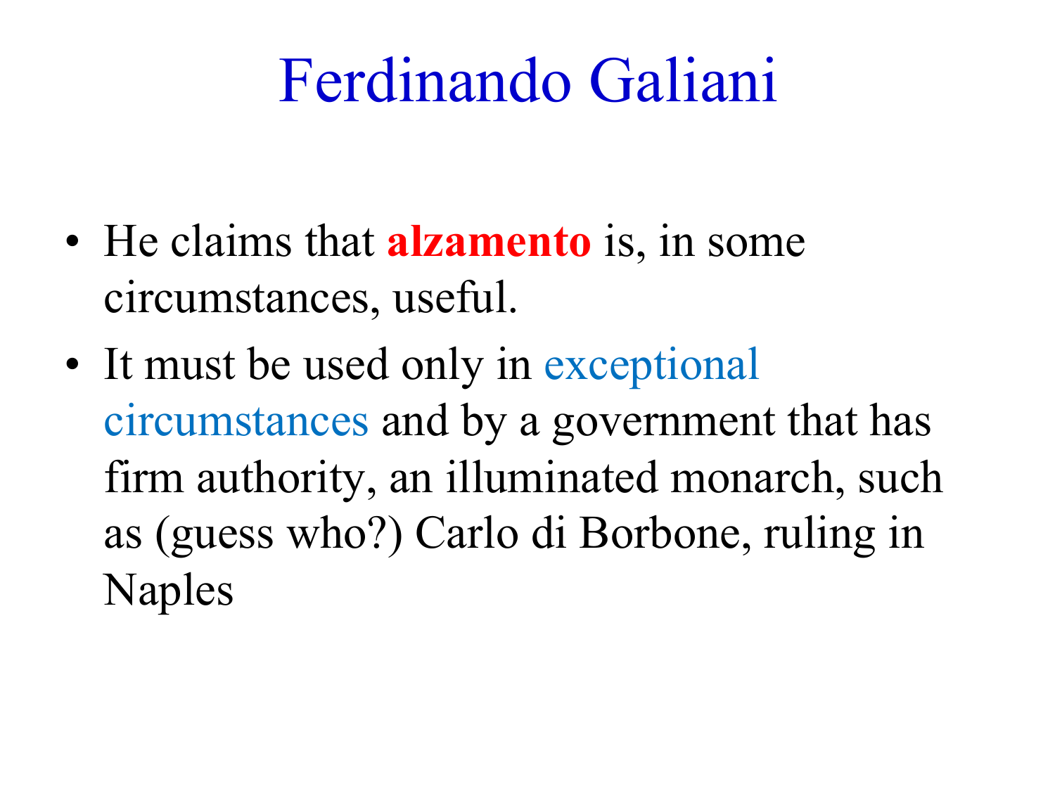# Ferdinando Galiani

- He claims that **alzamento** is, in some circumstances, useful.
- It must be used only in exceptional circumstances and by a government that has firm authority, an illuminated monarch, such as (guess who?) Carlo di Borbone, ruling in Naples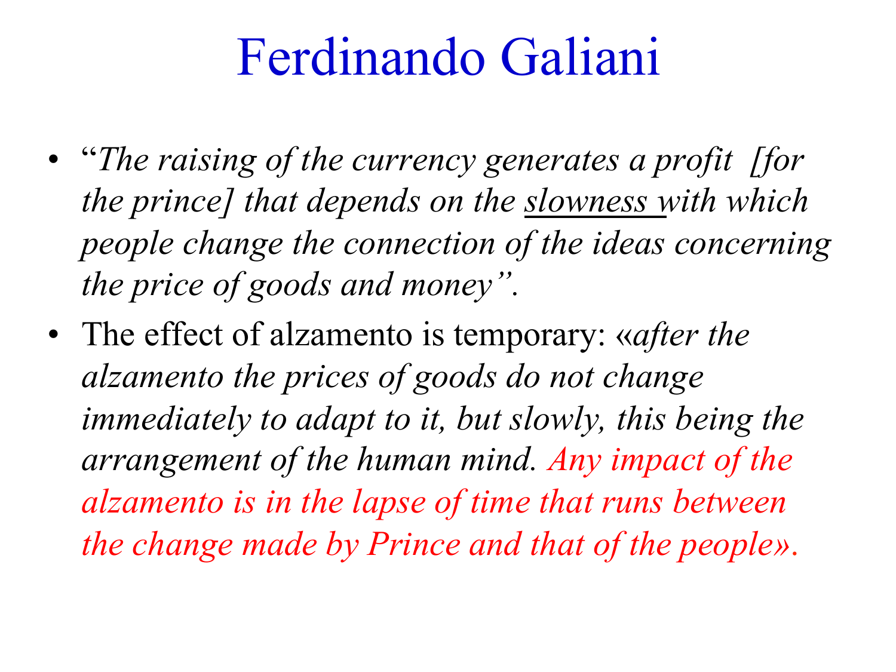# Ferdinando Galiani

- "*The raising of the currency generates a profit [for the prince] that depends on the* <u>*slowness*</u> *with which people change the connection of the ideas concerning the price of goods and money".*
- The effect of alzamento is temporary: «*after the alzamento the prices of goods do not change immediately to adapt to it, but slowly, this being the arrangement of the human mind. Any impact of the alzamento is in the lapse of time that runs between the change made by Prince and that of the people*».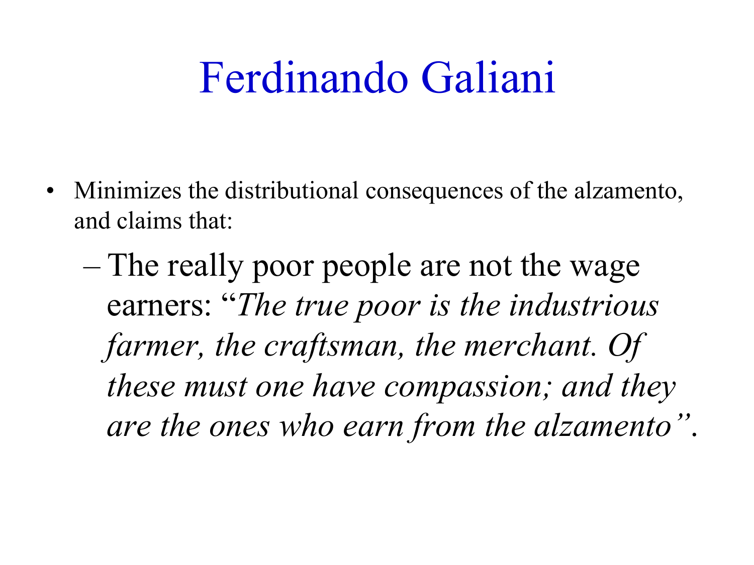# Ferdinando Galiani

- Minimizes the distributional consequences of the alzamento, and claims that:
  - The really poor people are not the wage earners: "*The true poor is the industrious farmer, the craftsman, the merchant. Of these must one have compassion; and they are the ones who earn from the alzamento*".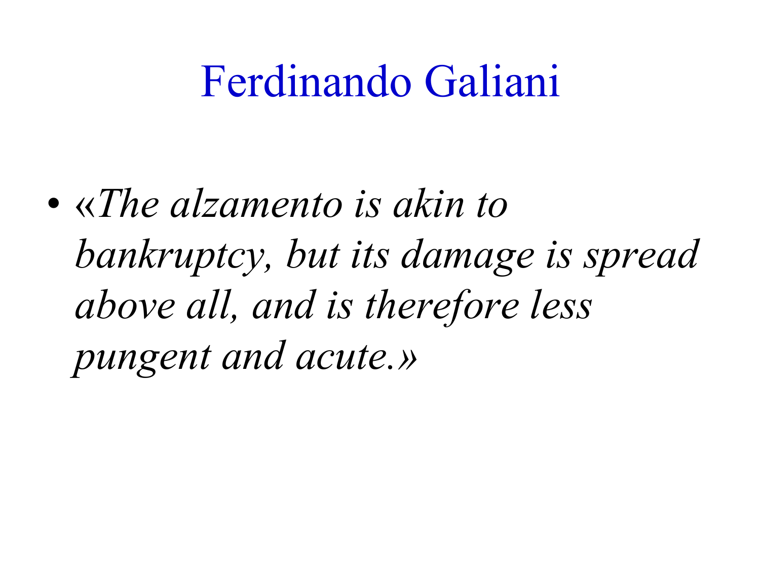# Ferdinando Galiani

- *«The alzamento is akin to bankruptcy, but its damage is spread above all, and is therefore less pungent and acute.»*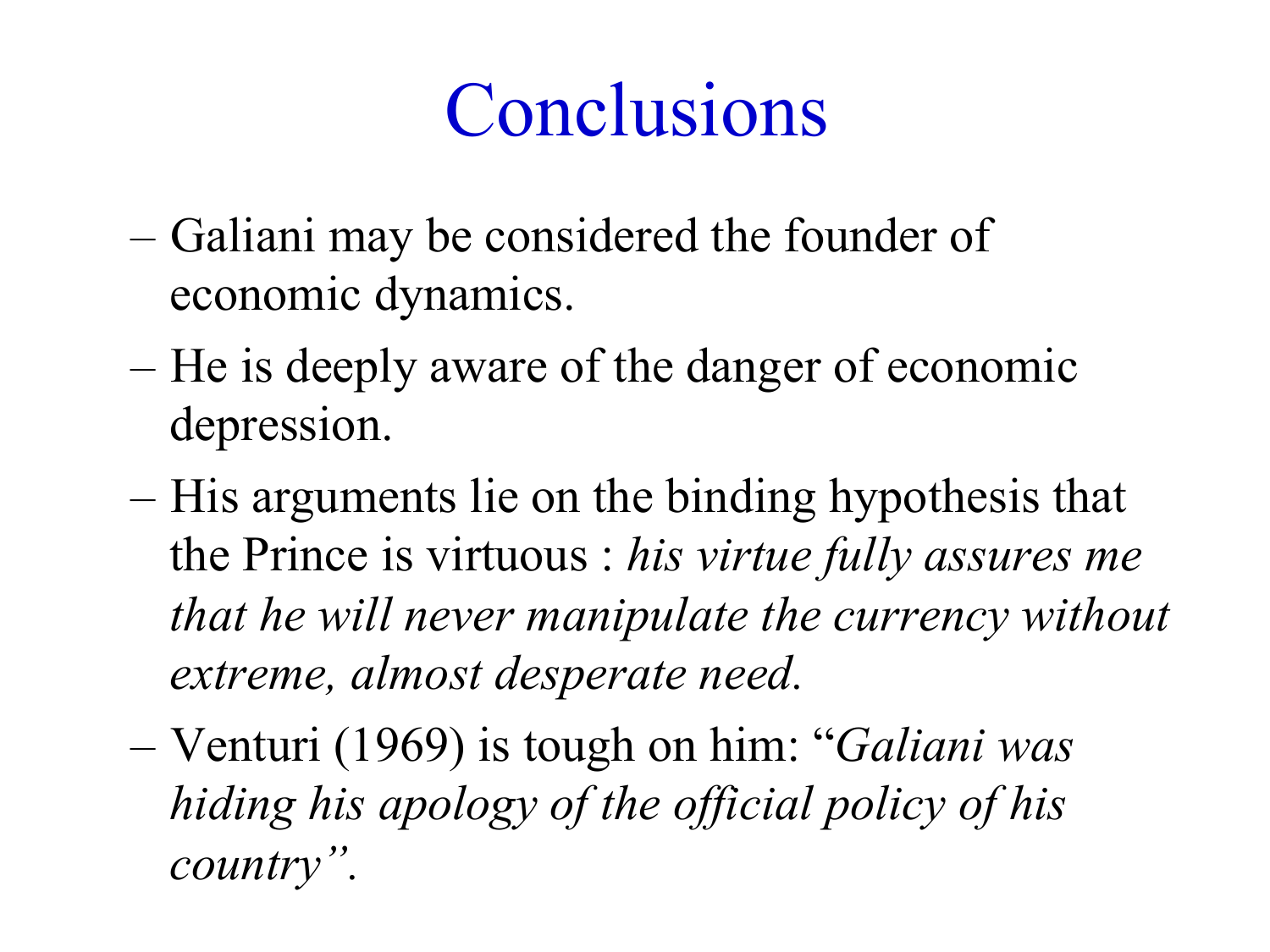# Conclusions

- Galiani may be considered the founder of economic dynamics.
- He is deeply aware of the danger of economic depression.
- His arguments lie on the binding hypothesis that the Prince is virtuous : *his virtue fully assures me that he will never manipulate the currency without extreme, almost desperate need.*
- Venturi (1969) is tough on him: "*Galiani was hiding his apology of the official policy of his country*".